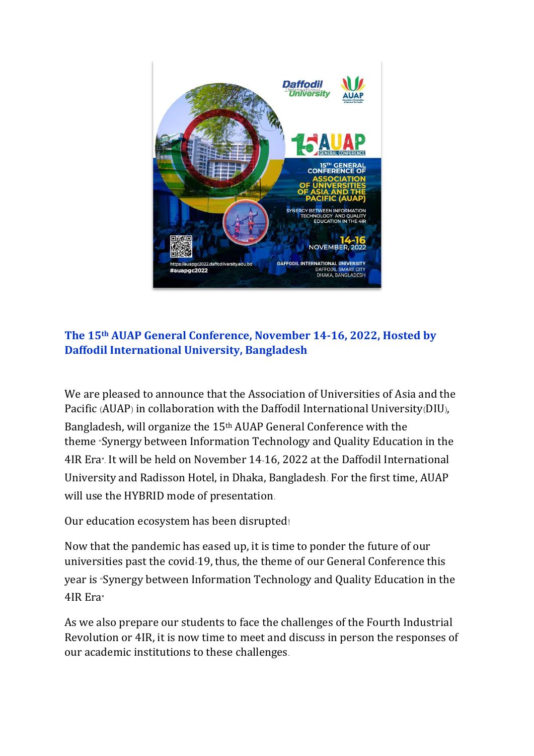## The 15th AUAP General Conference, November 14-16, 2022, Hosted by Daffodil International University, Bangladesh

We are pleased to announce that the Association of Universities of Asia and the Pacific (AUAP) in collaboration with the Daffodil International University(DIU), Bangladesh, will organize the 15th AUAP General Conference with the theme "Synergy between Information Technology and Quality Education in the 4IR Era". It will be held on November 14-16, 2022 at the Daffodil International University and Radisson Hotel, in Dhaka, Bangladesh. For the first time, AUAP will use the HYBRID mode of presentation.

Our education ecosystem has been disrupted!

Now that the pandemic has eased up, it is time to ponder the future of our universities past the covid-19, thus, the theme of our General Conference this year is "Synergy between Information Technology and Quality Education in the 4IR Era"

As we also prepare our students to face the challenges of the Fourth Industrial Revolution or 4IR, it is now time to meet and discuss in person the responses of our academic institutions to these challenges.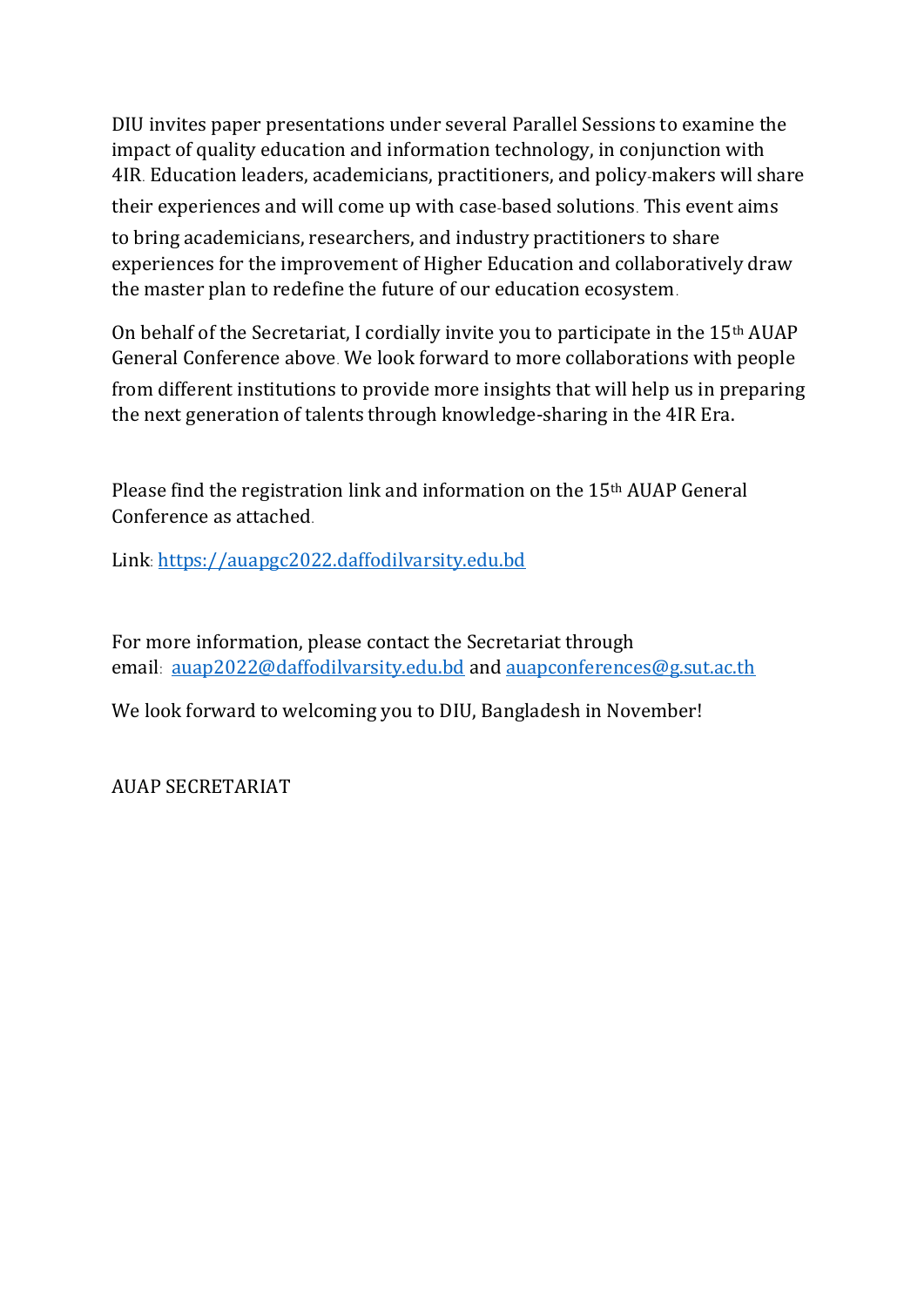DIU invites paper presentations under several Parallel Sessions to examine the impact of quality education and information technology, in conjunction with 4IR. Education leaders, academicians, practitioners, and policy-makers will share their experiences and will come up with case-based solutions. This event aims to bring academicians, researchers, and industry practitioners to share experiences for the improvement of Higher Education and collaboratively draw the master plan to redefine the future of our education ecosystem.

On behalf of the Secretariat, I cordially invite you to participate in the 15th AUAP General Conference above. We look forward to more collaborations with people from different institutions to provide more insights that will help us in preparing the next generation of talents through knowledge-sharing in the 4IR Era.

Please find the registration link and information on the 15th AUAP General Conference as attached.

Link: [https://auapgc2022.daffodilvarsity.edu.bd](https://auapgc2022.daffodilvarsity.edu.bd)

For more information, please contact the Secretariat through email: [auap2022@daffodilvarsity.edu.bd](mailto:auap2022@daffodilvarsity.edu.bd) and [auapconferences@g.sut.ac.th](mailto:auapconferences@g.sut.ac.th)

We look forward to welcoming you to DIU, Bangladesh in November!

AUAP SECRETARIAT